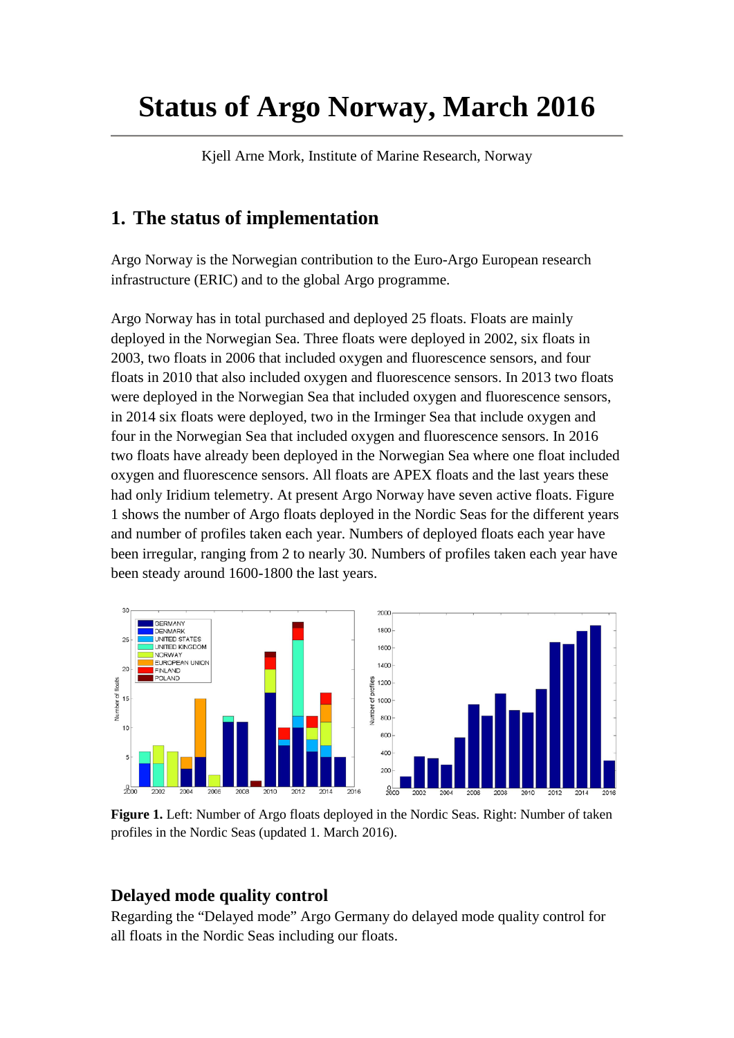# Status of Argo Norway, March 2016

Kjell Arne Mork, Institute of Marine Research, Norway

## 1. The status of implementation

Argo Norway is the Norwegian contribution to the Euro-Argo European research infrastructure (ERIC) and to the global Argo programme.

Argo Norway has in total purchased and deployed 25 floats. Floats are mainly deployed in the Norwegian Sea. Three floats were deployed in 2002, six floats in 2003, two floats in 2006 that included oxygen and fluorescence sensors, and four floats in 2010 that also included oxygen and fluorescence sensors. In 2013 two floats were deployed in the Norwegian Sea that included oxygen and fluorescence sensors, in 2014 six floats were deployed, two in the Irminger Sea that include oxygen and four in the Norwegian Sea that included oxygen and fluorescence sensors. In 2016 two floats have already been deployed in the Norwegian Sea where one float included oxygen and fluorescence sensors. All floats are APEX floats and the last years these had only Iridium telemetry. At present Argo Norway have seven active floats. Figure 1 shows the number of Argo floats deployed in the Nordic Seas for the different years and number of profiles taken each year. Numbers of deployed floats each year have been irregular, ranging from 2 to nearly 30. Numbers of profiles taken each year have been steady around 1600-1800 the last years.

**Figure 1.** Left: Number of Argo floats deployed in the Nordic Seas. Right: Number of taken profiles in the Nordic Seas (updated 1. March 2016).

### Delayed mode quality control

Regarding the "Delayed mode" Argo Germany do delayed mode quality control for all floats in the Nordic Seas including our floats.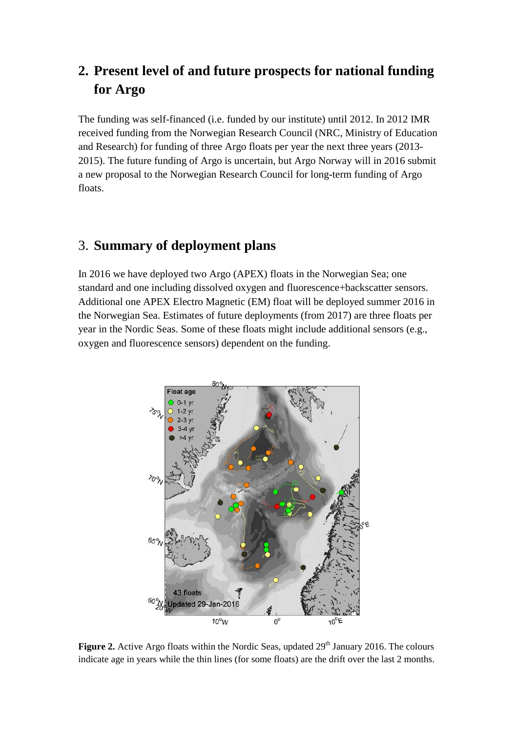## 2. Present level of and future prospects for national funding for Argo

The funding was self-financed (i.e. funded by our institute) until 2012. In 2012 IMR received funding from the Norwegian Research Council (NRC, Ministry of Education and Research) for funding of three Argo floats per year the next three years (2013-2015). The future funding of Argo is uncertain, but Argo Norway will in 2016 submit a new proposal to the Norwegian Research Council for long-term funding of Argo floats.

## 3. Summary of deployment plans

In 2016 we have deployed two Argo (APEX) floats in the Norwegian Sea; one standard and one including dissolved oxygen and fluorescence+backscatter sensors. Additional one APEX Electro Magnetic (EM) float will be deployed summer 2016 in the Norwegian Sea. Estimates of future deployments (from 2017) are three floats per year in the Nordic Seas. Some of these floats might include additional sensors (e.g., oxygen and fluorescence sensors) dependent on the funding.

**Figure 2.** Active Argo floats within the Nordic Seas, updated 29th January 2016. The colours indicate age in years while the thin lines (for some floats) are the drift over the last 2 months.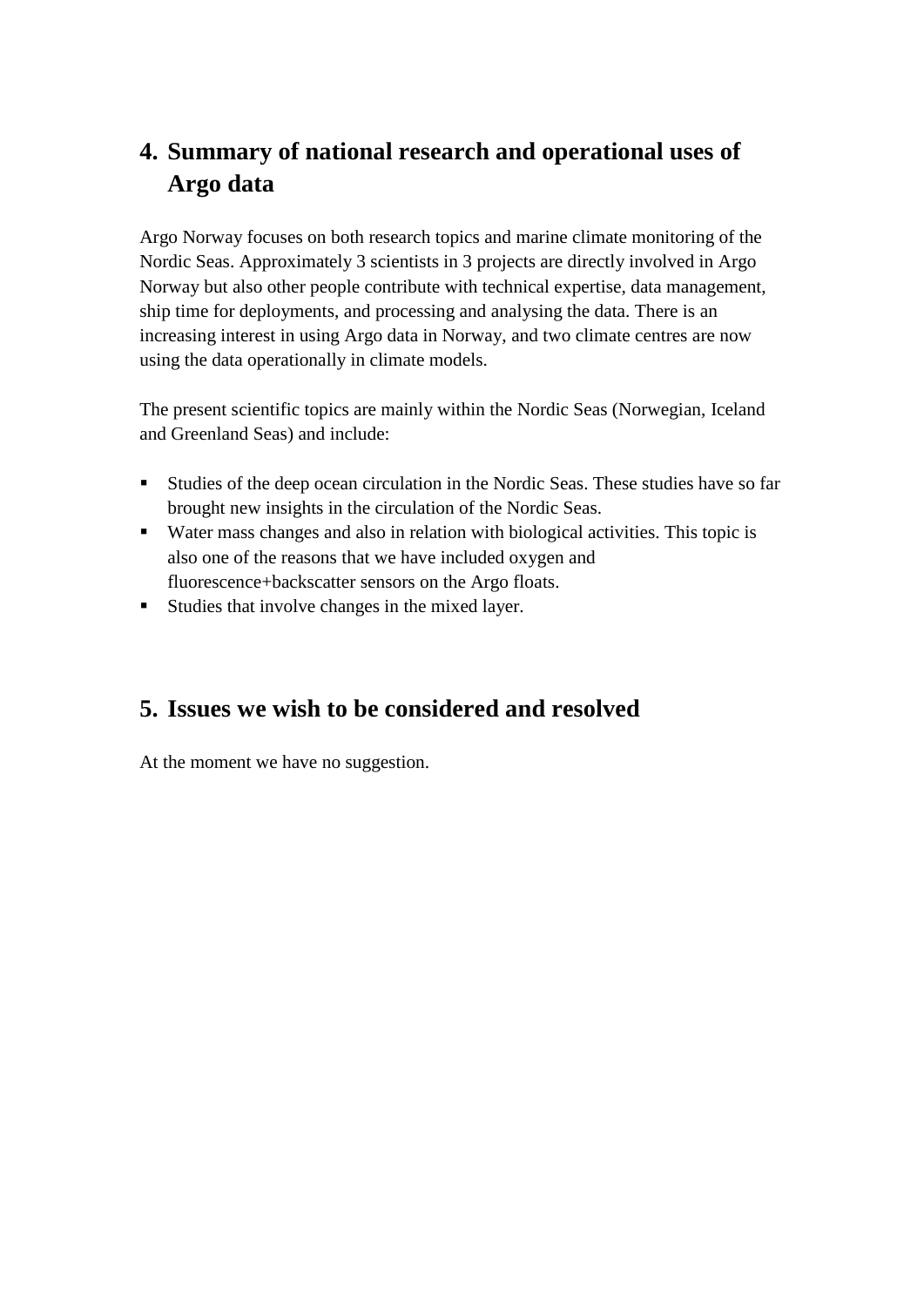## 4. Summary of national research and operational uses of Argo data

Argo Norway focuses on both research topics and marine climate monitoring of the Nordic Seas. Approximately 3 scientists in 3 projects are directly involved in Argo Norway but also other people contribute with technical expertise, data management, ship time for deployments, and processing and analysing the data. There is an increasing interest in using Argo data in Norway, and two climate centres are now using the data operationally in climate models.

The present scientific topics are mainly within the Nordic Seas (Norwegian, Iceland and Greenland Seas) and include:

- Studies of the deep ocean circulation in the Nordic Seas. These studies have so far brought new insights in the circulation of the Nordic Seas.
- Water mass changes and also in relation with biological activities. This topic is also one of the reasons that we have included oxygen and fluorescence+backscatter sensors on the Argo floats.
- Studies that involve changes in the mixed layer.

## 5. Issues we wish to be considered and resolved

At the moment we have no suggestion.